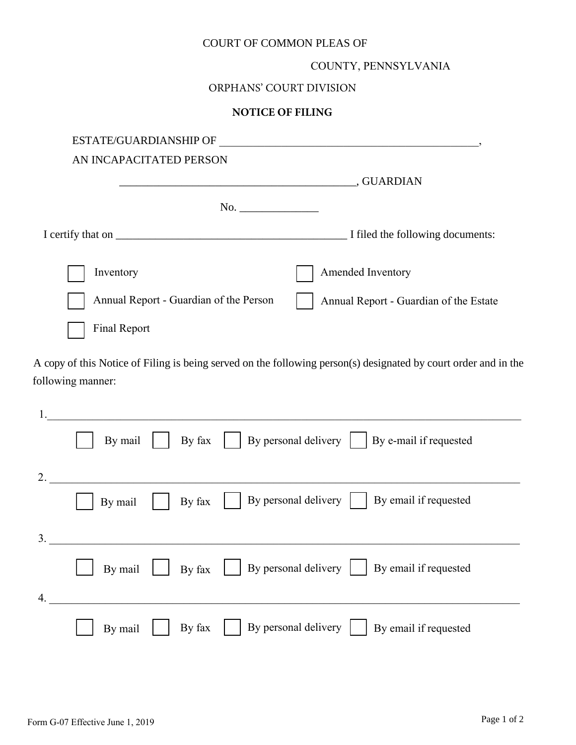COURT OF COMMON PLEAS OF

COUNTY, PENNSYLVANIA

ORPHANS' COURT DIVISION

**NOTICE OF FILING**

ESTATE/GUARDIANSHIP OF ______________________________________________,

AN INCAPACITATED PERSON

__________________________________________, GUARDIAN

No. ______________

I certify that on __________________________________________ I filed the following documents:

☐ Inventory ☐ Amended Inventory

☐ Annual Report - Guardian of the Person ☐ Annual Report - Guardian of the Estate

☐ Final Report

A copy of this Notice of Filing is being served on the following person(s) designated by court order and in the following manner:

1.________________________________________________________________________________

☐ By mail ☐ By fax ☐ By personal delivery ☐ By e-mail if requested

2. ________________________________________________________________________________

☐ By mail ☐ By fax ☐ By personal delivery ☐ By email if requested

3. ________________________________________________________________________________

☐ By mail ☐ By fax ☐ By personal delivery ☐ By email if requested

4. ________________________________________________________________________________

☐ By mail ☐ By fax ☐ By personal delivery ☐ By email if requested

Form G-07 Effective June 1, 2019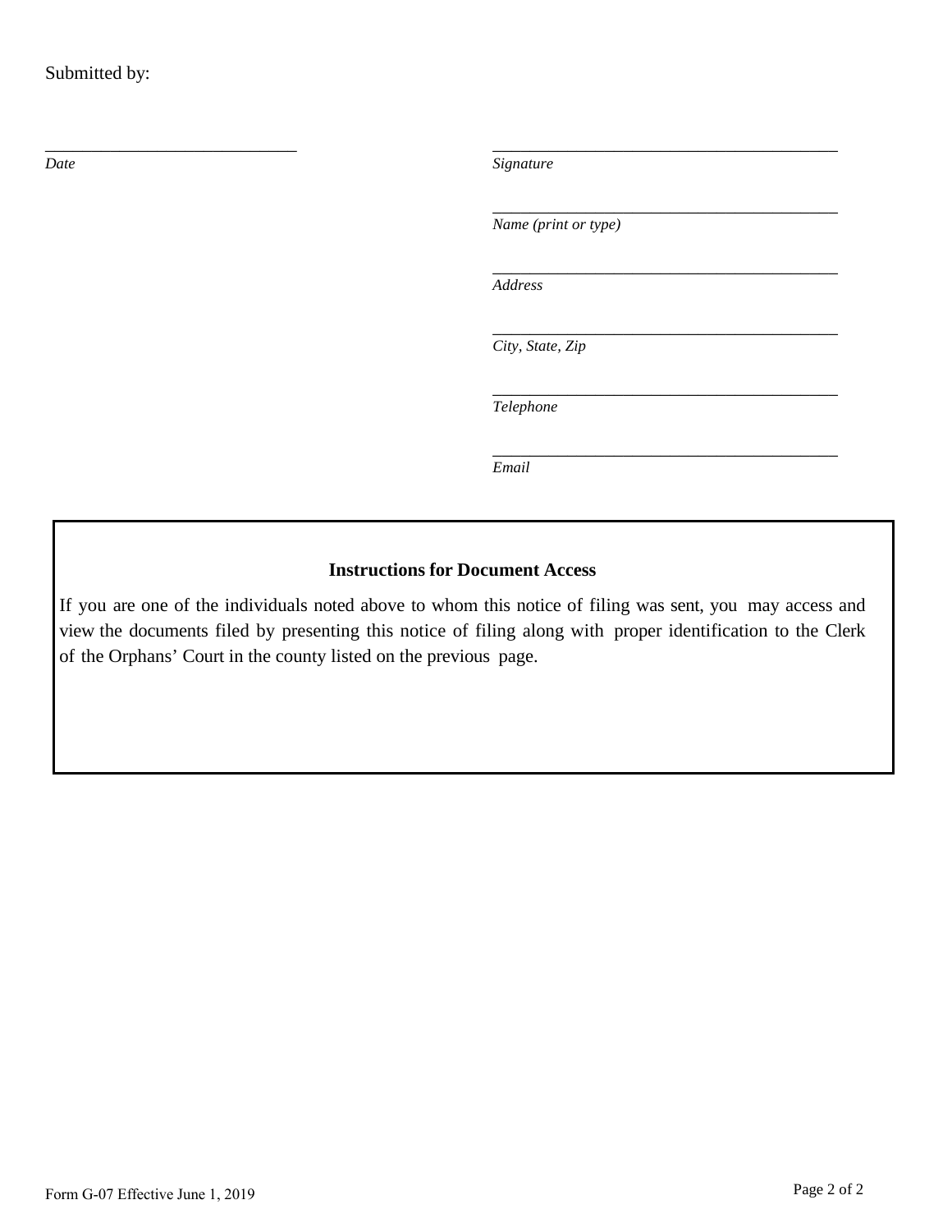Submitted by:

| | |
|---|---|
| ______________________________ | ________________________________________ |
| *Date* | *Signature* |
| | ________________________________________ |
| | *Name (print or type)* |
| | ________________________________________ |
| | *Address* |
| | ________________________________________ |
| | *City, State, Zip* |
| | ________________________________________ |
| | *Telephone* |
| | ________________________________________ |
| | *Email* |

**Instructions for Document Access**

If you are one of the individuals noted above to whom this notice of filing was sent, you may access and view the documents filed by presenting this notice of filing along with proper identification to the Clerk of the Orphans' Court in the county listed on the previous page.

Form G-07 Effective June 1, 2019